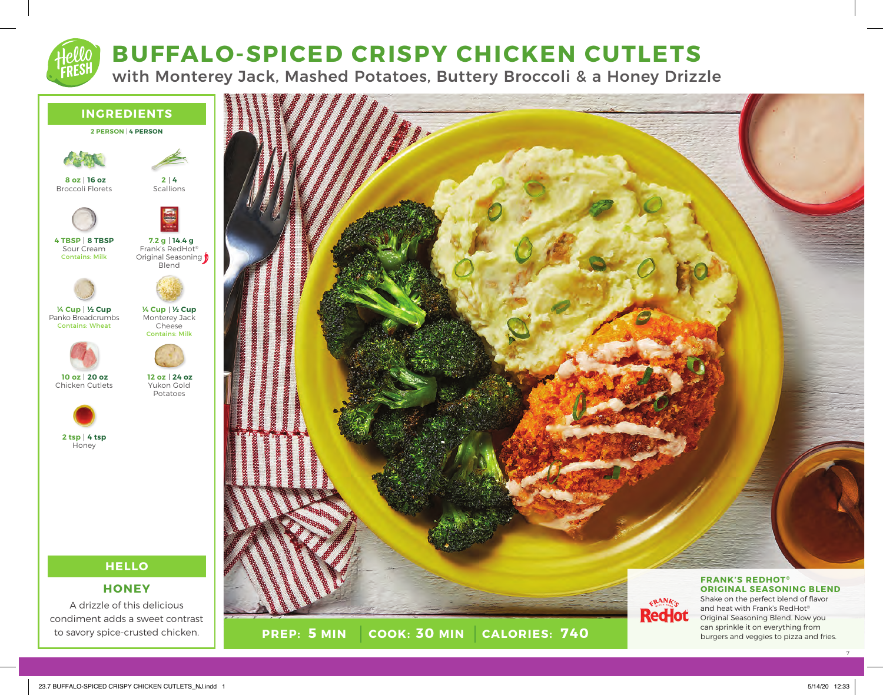# BUFFALO-SPICED CRISPY CHICKEN CUTLETS

## with Monterey Jack, Mashed Potatoes, Buttery Broccoli & a Honey Drizzle

## INGREDIENTS

**2 PERSON | 4 PERSON**

- **8 oz | 16 oz** Broccoli Florets
- **2 | 4** Scallions
- **4 TBSP | 8 TBSP** Sour Cream — Contains: Milk
- **7.2 g | 14.4 g** Frank's RedHot® Original Seasoning Blend
- **¼ Cup | ½ Cup** Panko Breadcrumbs — Contains: Wheat
- **¼ Cup | ½ Cup** Monterey Jack Cheese — Contains: Milk
- **10 oz | 20 oz** Chicken Cutlets
- **12 oz | 24 oz** Yukon Gold Potatoes
- **2 tsp | 4 tsp** Honey

## HELLO

### HONEY

A drizzle of this delicious condiment adds a sweet contrast to savory spice-crusted chicken.

**PREP: 5 MIN | COOK: 30 MIN | CALORIES: 740**

### FRANK'S REDHOT® ORIGINAL SEASONING BLEND

Shake on the perfect blend of flavor and heat with Frank's RedHot® Original Seasoning Blend. Now you can sprinkle it on everything from burgers and veggies to pizza and fries.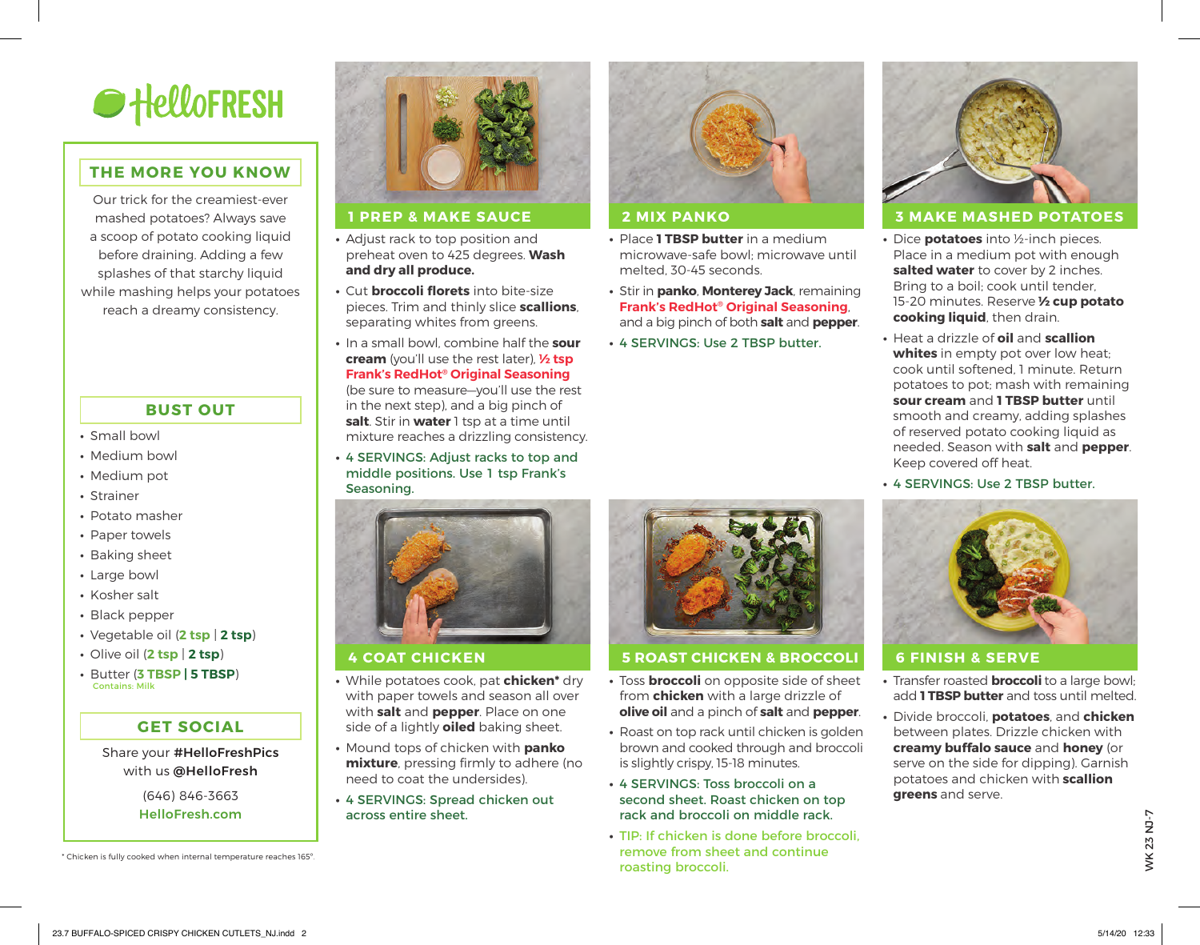HelloFRESH

## THE MORE YOU KNOW

Our trick for the creamiest-ever mashed potatoes? Always save a scoop of potato cooking liquid before draining. Adding a few splashes of that starchy liquid while mashing helps your potatoes reach a dreamy consistency.

## BUST OUT

- Small bowl
- Medium bowl
- Medium pot
- Strainer
- Potato masher
- Paper towels
- Baking sheet
- Large bowl
- Kosher salt
- Black pepper
- Vegetable oil (2 tsp | **2 tsp**)
- Olive oil (2 tsp | **2 tsp**)
- Butter (3 TBSP | **5 TBSP**)
  Contains: Milk

## GET SOCIAL

Share your **#HelloFreshPics** with us **@HelloFresh**

(646) 846-3663
HelloFresh.com

\* Chicken is fully cooked when internal temperature reaches 165°.

## 1 PREP & MAKE SAUCE

- Adjust rack to top position and preheat oven to 425 degrees. **Wash and dry all produce.**
- Cut **broccoli florets** into bite-size pieces. Trim and thinly slice **scallions**, separating whites from greens.
- In a small bowl, combine half the **sour cream** (you'll use the rest later), **½ tsp Frank's RedHot® Original Seasoning** (be sure to measure—you'll use the rest in the next step), and a big pinch of **salt**. Stir in **water** 1 tsp at a time until mixture reaches a drizzling consistency.
- 4 SERVINGS: Adjust racks to top and middle positions. Use 1 tsp Frank's Seasoning.

## 2 MIX PANKO

- Place **1 TBSP butter** in a medium microwave-safe bowl; microwave until melted, 30-45 seconds.
- Stir in **panko**, **Monterey Jack**, remaining **Frank's RedHot® Original Seasoning**, and a big pinch of both **salt** and **pepper**.
- 4 SERVINGS: Use 2 TBSP butter.

## 3 MAKE MASHED POTATOES

- Dice **potatoes** into ½-inch pieces. Place in a medium pot with enough **salted water** to cover by 2 inches. Bring to a boil; cook until tender, 15-20 minutes. Reserve **½ cup potato cooking liquid**, then drain.
- Heat a drizzle of **oil** and **scallion whites** in empty pot over low heat; cook until softened, 1 minute. Return potatoes to pot; mash with remaining **sour cream** and **1 TBSP butter** until smooth and creamy, adding splashes of reserved potato cooking liquid as needed. Season with **salt** and **pepper**. Keep covered off heat.
- 4 SERVINGS: Use 2 TBSP butter.

## 4 COAT CHICKEN

- While potatoes cook, pat **chicken\*** dry with paper towels and season all over with **salt** and **pepper**. Place on one side of a lightly **oiled** baking sheet.
- Mound tops of chicken with **panko mixture**, pressing firmly to adhere (no need to coat the undersides).
- 4 SERVINGS: Spread chicken out across entire sheet.

## 5 ROAST CHICKEN & BROCCOLI

- Toss **broccoli** on opposite side of sheet from **chicken** with a large drizzle of **olive oil** and a pinch of **salt** and **pepper**.
- Roast on top rack until chicken is golden brown and cooked through and broccoli is slightly crispy, 15-18 minutes.
- 4 SERVINGS: Toss broccoli on a second sheet. Roast chicken on top rack and broccoli on middle rack.
- TIP: If chicken is done before broccoli, remove from sheet and continue roasting broccoli.

## 6 FINISH & SERVE

- Transfer roasted **broccoli** to a large bowl; add **1 TBSP butter** and toss until melted.
- Divide broccoli, **potatoes**, and **chicken** between plates. Drizzle chicken with **creamy buffalo sauce** and **honey** (or serve on the side for dipping). Garnish potatoes and chicken with **scallion greens** and serve.

WK 23 NJ-7